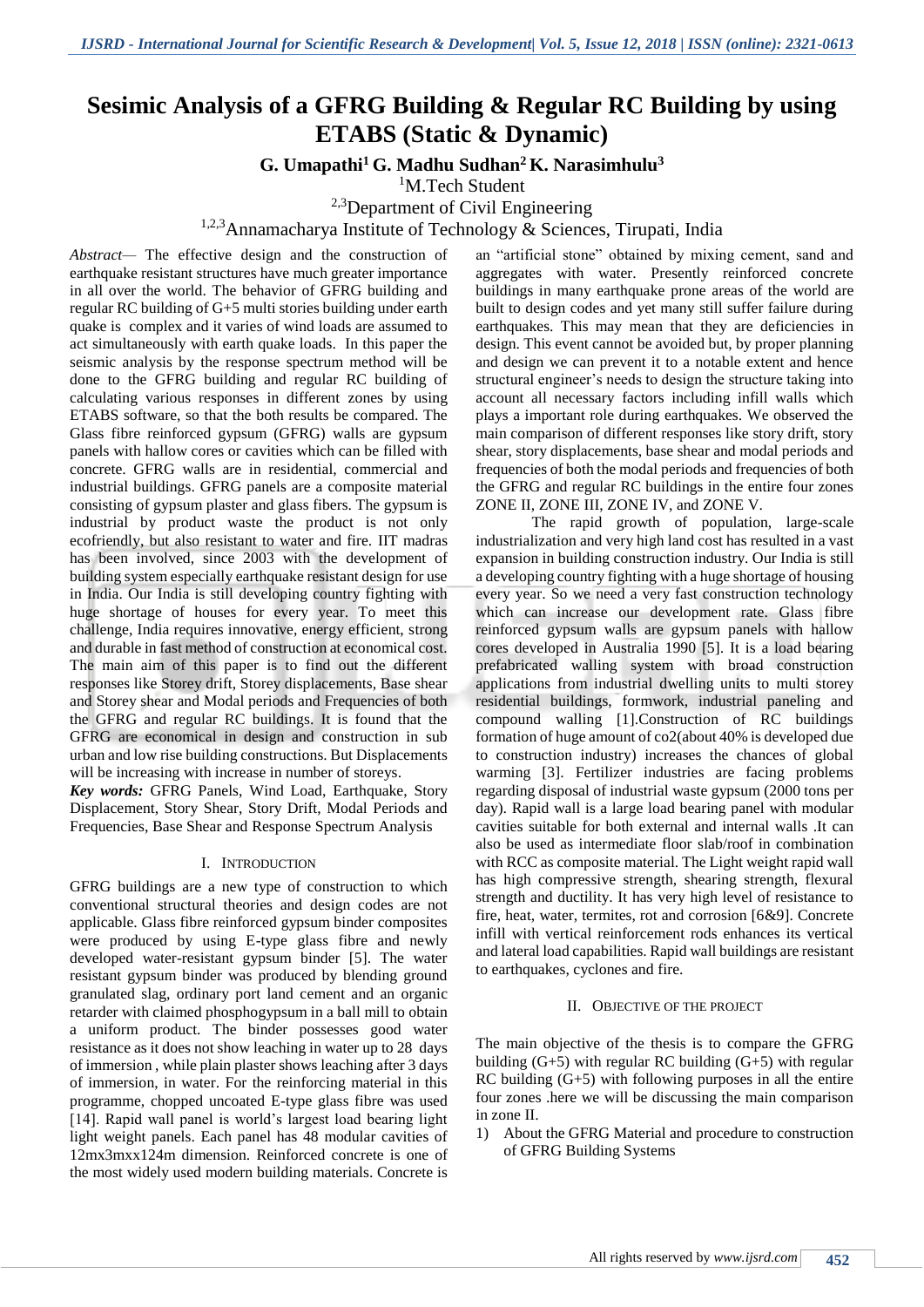# Sesimic Analysis of a GFRG Building & Regular RC Building by using ETABS (Static & Dynamic)

**G. Umapathi[1] G. Madhu Sudhan[2] K. Narasimhulu[3]**

[1]M.Tech Student

[2,3]Department of Civil Engineering

[1,2,3]Annamacharya Institute of Technology & Sciences, Tirupati, India

*Abstract*— The effective design and the construction of earthquake resistant structures have much greater importance in all over the world. The behavior of GFRG building and regular RC building of G+5 multi stories building under earth quake is complex and it varies of wind loads are assumed to act simultaneously with earth quake loads. In this paper the seismic analysis by the response spectrum method will be done to the GFRG building and regular RC building of calculating various responses in different zones by using ETABS software, so that the both results be compared. The Glass fibre reinforced gypsum (GFRG) walls are gypsum panels with hallow cores or cavities which can be filled with concrete. GFRG walls are in residential, commercial and industrial buildings. GFRG panels are a composite material consisting of gypsum plaster and glass fibers. The gypsum is industrial by product waste the product is not only ecofriendly, but also resistant to water and fire. IIT madras has been involved, since 2003 with the development of building system especially earthquake resistant design for use in India. Our India is still developing country fighting with huge shortage of houses for every year. To meet this challenge, India requires innovative, energy efficient, strong and durable in fast method of construction at economical cost. The main aim of this paper is to find out the different responses like Storey drift, Storey displacements, Base shear and Storey shear and Modal periods and Frequencies of both the GFRG and regular RC buildings. It is found that the GFRG are economical in design and construction in sub urban and low rise building constructions. But Displacements will be increasing with increase in number of storeys.

***Key words:*** GFRG Panels, Wind Load, Earthquake, Story Displacement, Story Shear, Story Drift, Modal Periods and Frequencies, Base Shear and Response Spectrum Analysis

## I. Introduction

GFRG buildings are a new type of construction to which conventional structural theories and design codes are not applicable. Glass fibre reinforced gypsum binder composites were produced by using E-type glass fibre and newly developed water-resistant gypsum binder [5]. The water resistant gypsum binder was produced by blending ground granulated slag, ordinary port land cement and an organic retarder with claimed phosphogypsum in a ball mill to obtain a uniform product. The binder possesses good water resistance as it does not show leaching in water up to 28 days of immersion , while plain plaster shows leaching after 3 days of immersion, in water. For the reinforcing material in this programme, chopped uncoated E-type glass fibre was used [14]. Rapid wall panel is world's largest load bearing light light weight panels. Each panel has 48 modular cavities of 12mx3mxx124m dimension. Reinforced concrete is one of the most widely used modern building materials. Concrete is an "artificial stone" obtained by mixing cement, sand and aggregates with water. Presently reinforced concrete buildings in many earthquake prone areas of the world are built to design codes and yet many still suffer failure during earthquakes. This may mean that they are deficiencies in design. This event cannot be avoided but, by proper planning and design we can prevent it to a notable extent and hence structural engineer's needs to design the structure taking into account all necessary factors including infill walls which plays a important role during earthquakes. We observed the main comparison of different responses like story drift, story shear, story displacements, base shear and modal periods and frequencies of both the modal periods and frequencies of both the GFRG and regular RC buildings in the entire four zones ZONE II, ZONE III, ZONE IV, and ZONE V.

The rapid growth of population, large-scale industrialization and very high land cost has resulted in a vast expansion in building construction industry. Our India is still a developing country fighting with a huge shortage of housing every year. So we need a very fast construction technology which can increase our development rate. Glass fibre reinforced gypsum walls are gypsum panels with hallow cores developed in Australia 1990 [5]. It is a load bearing prefabricated walling system with broad construction applications from industrial dwelling units to multi storey residential buildings, formwork, industrial paneling and compound walling [1].Construction of RC buildings formation of huge amount of co2(about 40% is developed due to construction industry) increases the chances of global warming [3]. Fertilizer industries are facing problems regarding disposal of industrial waste gypsum (2000 tons per day). Rapid wall is a large load bearing panel with modular cavities suitable for both external and internal walls .It can also be used as intermediate floor slab/roof in combination with RCC as composite material. The Light weight rapid wall has high compressive strength, shearing strength, flexural strength and ductility. It has very high level of resistance to fire, heat, water, termites, rot and corrosion [6&9]. Concrete infill with vertical reinforcement rods enhances its vertical and lateral load capabilities. Rapid wall buildings are resistant to earthquakes, cyclones and fire.

## II. Objective of the Project

The main objective of the thesis is to compare the GFRG building (G+5) with regular RC building (G+5) with regular RC building (G+5) with following purposes in all the entire four zones .here we will be discussing the main comparison in zone II.

1) About the GFRG Material and procedure to construction of GFRG Building Systems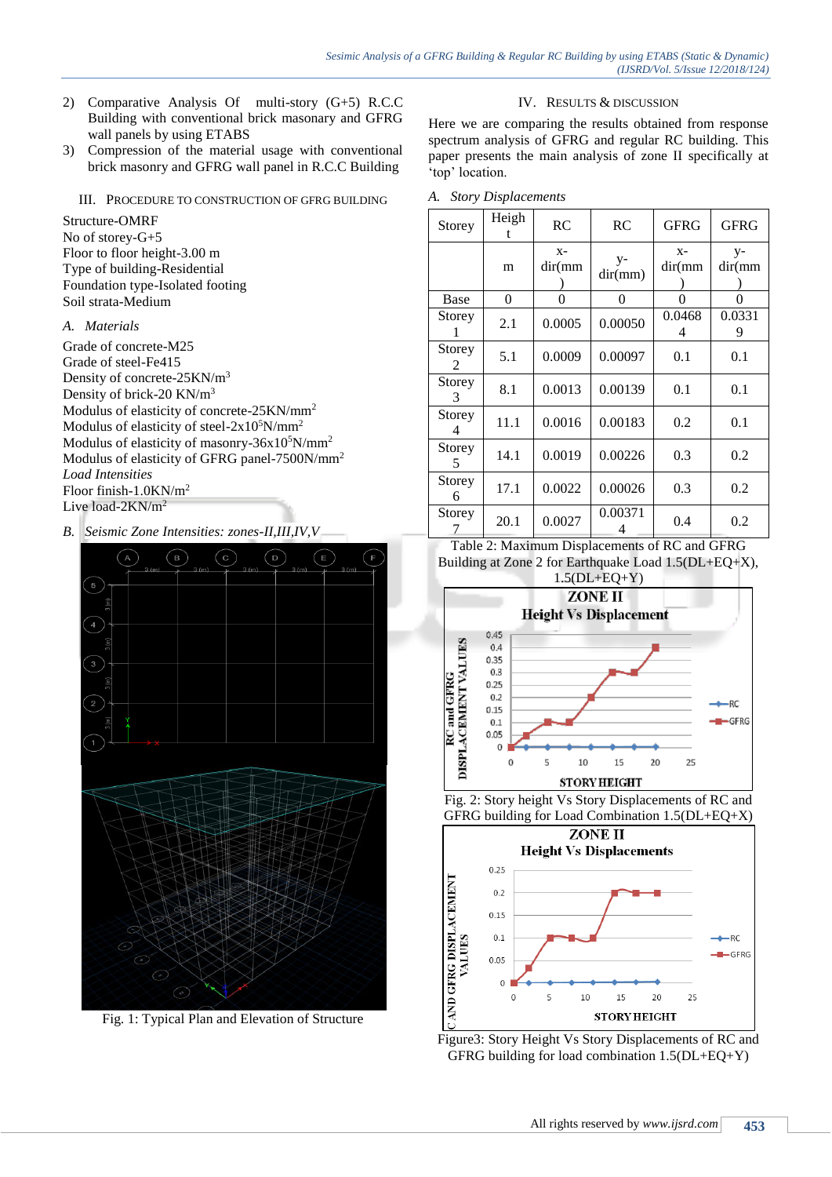2) Comparative Analysis Of multi-story (G+5) R.C.C Building with conventional brick masonary and GFRG wall panels by using ETABS
3) Compression of the material usage with conventional brick masonry and GFRG wall panel in R.C.C Building

## III. Procedure to Construction of GFRG Building

Structure-OMRF
No of storey-G+5
Floor to floor height-3.00 m
Type of building-Residential
Foundation type-Isolated footing
Soil strata-Medium

### *A. Materials*

Grade of concrete-M25
Grade of steel-Fe415
Density of concrete-25KN/$m^3$
Density of brick-20 KN/$m^3$
Modulus of elasticity of concrete-25KN/$mm^2$
Modulus of elasticity of steel-2x$10^5$N/$mm^2$
Modulus of elasticity of masonry-36x$10^5$N/$mm^2$
Modulus of elasticity of GFRG panel-7500N/$mm^2$
*Load Intensities*
Floor finish-1.0KN/$m^2$
Live load-2KN/$m^2$

### *B. Seismic Zone Intensities: zones-II,III,IV,V*

Fig. 1: Typical Plan and Elevation of Structure

## IV. Results & Discussion

Here we are comparing the results obtained from response spectrum analysis of GFRG and regular RC building. This paper presents the main analysis of zone II specifically at 'top' location.

### *A. Story Displacements*

| Storey | Height | RC | RC | GFRG | GFRG |
|---|---|---|---|---|---|
| | m | x-dir(mm) | y-dir(mm) | x-dir(mm) | y-dir(mm) |
| Base | 0 | 0 | 0 | 0 | 0 |
| Storey 1 | 2.1 | 0.0005 | 0.00050 | 0.04684 | 0.03319 |
| Storey 2 | 5.1 | 0.0009 | 0.00097 | 0.1 | 0.1 |
| Storey 3 | 8.1 | 0.0013 | 0.00139 | 0.1 | 0.1 |
| Storey 4 | 11.1 | 0.0016 | 0.00183 | 0.2 | 0.1 |
| Storey 5 | 14.1 | 0.0019 | 0.00226 | 0.3 | 0.2 |
| Storey 6 | 17.1 | 0.0022 | 0.00026 | 0.3 | 0.2 |
| Storey 7 | 20.1 | 0.0027 | 0.003714 | 0.4 | 0.2 |

Table 2: Maximum Displacements of RC and GFRG Building at Zone 2 for Earthquake Load 1.5(DL+EQ+X), 1.5(DL+EQ+Y)

Fig. 2: Story height Vs Story Displacements of RC and GFRG building for Load Combination 1.5(DL+EQ+X)

Figure3: Story Height Vs Story Displacements of RC and GFRG building for load combination 1.5(DL+EQ+Y)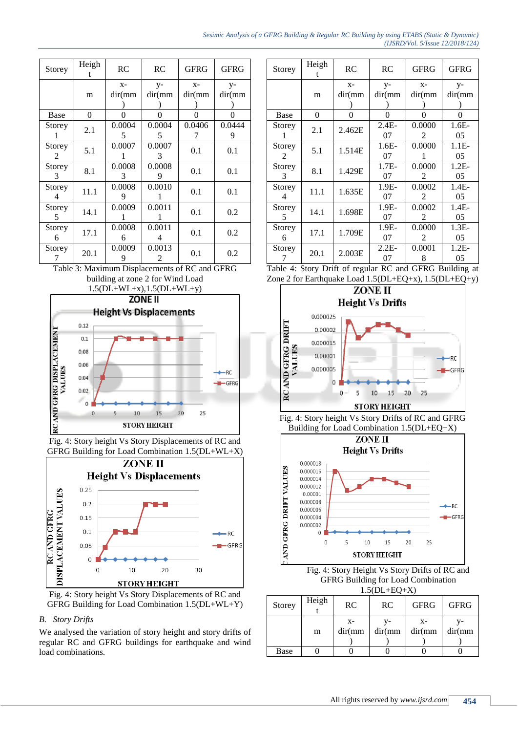| Storey | Height | RC | RC | GFRG | GFRG |
|---|---|---|---|---|---|
| | m | x-dir(mm) | y-dir(mm) | x-dir(mm) | y-dir(mm) |
| Base | 0 | 0 | 0 | 0 | 0 |
| Storey 1 | 2.1 | 0.00045 | 0.00045 | 0.04067 | 0.04449 |
| Storey 2 | 5.1 | 0.00071 | 0.00073 | 0.1 | 0.1 |
| Storey 3 | 8.1 | 0.00083 | 0.00089 | 0.1 | 0.1 |
| Storey 4 | 11.1 | 0.00089 | 0.00101 | 0.1 | 0.1 |
| Storey 5 | 14.1 | 0.00091 | 0.00111 | 0.1 | 0.2 |
| Storey 6 | 17.1 | 0.00086 | 0.00114 | 0.1 | 0.2 |
| Storey 7 | 20.1 | 0.00099 | 0.00132 | 0.1 | 0.2 |

Table 3: Maximum Displacements of RC and GFRG building at zone 2 for Wind Load 1.5(DL+WL+x),1.5(DL+WL+y)

Fig. 4: Story height Vs Story Displacements of RC and GFRG Building for Load Combination 1.5(DL+WL+X)

Fig. 4: Story height Vs Story Displacements of RC and GFRG Building for Load Combination 1.5(DL+WL+Y)

*B. Story Drifts*

We analysed the variation of story height and story drifts of regular RC and GFRG buildings for earthquake and wind load combinations.

| Storey | Height | RC | RC | GFRG | GFRG |
|---|---|---|---|---|---|
| | m | x-dir(mm) | y-dir(mm) | x-dir(mm) | y-dir(mm) |
| Base | 0 | 0 | 0 | 0 | 0 |
| Storey 1 | 2.1 | 2.462E | 2.4E-07 | 0.00002 | 1.6E-05 |
| Storey 2 | 5.1 | 1.514E | 1.6E-07 | 0.00001 | 1.1E-05 |
| Storey 3 | 8.1 | 1.429E | 1.7E-07 | 0.00002 | 1.2E-05 |
| Storey 4 | 11.1 | 1.635E | 1.9E-07 | 0.00022 | 1.4E-05 |
| Storey 5 | 14.1 | 1.698E | 1.9E-07 | 0.00022 | 1.4E-05 |
| Storey 6 | 17.1 | 1.709E | 1.9E-07 | 0.00002 | 1.3E-05 |
| Storey 7 | 20.1 | 2.003E | 2.2E-07 | 0.00018 | 1.2E-05 |

Table 4: Story Drift of regular RC and GFRG Building at Zone 2 for Earthquake Load 1.5(DL+EQ+x), 1.5(DL+EQ+y)

Fig. 4: Story height Vs Story Drifts of RC and GFRG Building for Load Combination 1.5(DL+EQ+X)

Fig. 4: Story Height Vs Story Drifts of RC and GFRG Building for Load Combination 1.5(DL+EQ+X)

| Storey | Height | RC | RC | GFRG | GFRG |
|---|---|---|---|---|---|
| | m | x-dir(mm) | y-dir(mm) | x-dir(mm) | y-dir(mm) |
| Base | 0 | 0 | 0 | 0 | 0 |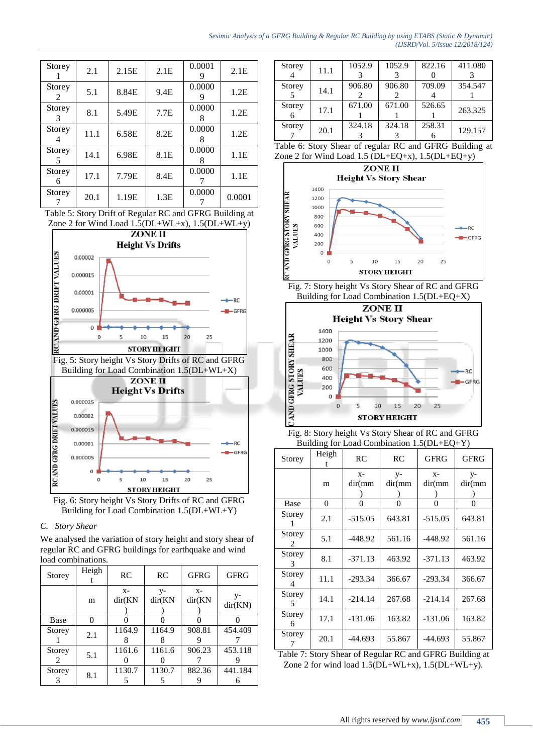| Storey 1 | 2.1 | 2.15E | 2.1E | 0.00019 | 2.1E |
|---|---|---|---|---|---|
| Storey 2 | 5.1 | 8.84E | 9.4E | 0.00009 | 1.2E |
| Storey 3 | 8.1 | 5.49E | 7.7E | 0.00008 | 1.2E |
| Storey 4 | 11.1 | 6.58E | 8.2E | 0.00008 | 1.2E |
| Storey 5 | 14.1 | 6.98E | 8.1E | 0.00008 | 1.1E |
| Storey 6 | 17.1 | 7.79E | 8.4E | 0.00007 | 1.1E |
| Storey 7 | 20.1 | 1.19E | 1.3E | 0.00007 | 0.0001 |

Table 5: Story Drift of Regular RC and GFRG Building at Zone 2 for Wind Load 1.5(DL+WL+x), 1.5(DL+WL+y)

Fig. 5: Story height Vs Story Drifts of RC and GFRG Building for Load Combination 1.5(DL+WL+X)

Fig. 6: Story height Vs Story Drifts of RC and GFRG Building for Load Combination 1.5(DL+WL+Y)

*C. Story Shear*

We analysed the variation of story height and story shear of regular RC and GFRG buildings for earthquake and wind load combinations.

| Storey | Height | RC | RC | GFRG | GFRG |
|---|---|---|---|---|---|
| | m | x-dir(KN) | y-dir(KN) | x-dir(KN) | y-dir(KN) |
| Base | 0 | 0 | 0 | 0 | 0 |
| Storey 1 | 2.1 | 1164.98 | 1164.98 | 908.819 | 454.4097 |
| Storey 2 | 5.1 | 1161.60 | 1161.60 | 906.237 | 453.1189 |
| Storey 3 | 8.1 | 1130.75 | 1130.75 | 882.369 | 441.1846 |
| Storey 4 | 11.1 | 1052.93 | 1052.93 | 822.160 | 411.0803 |
| Storey 5 | 14.1 | 906.802 | 906.802 | 709.094 | 354.5471 |
| Storey 6 | 17.1 | 671.001 | 671.001 | 526.651 | 263.325 |
| Storey 7 | 20.1 | 324.183 | 324.183 | 258.316 | 129.157 |

Table 6: Story Shear of regular RC and GFRG Building at Zone 2 for Wind Load 1.5 (DL+EQ+x), 1.5(DL+EQ+y)

Fig. 7: Story height Vs Story Shear of RC and GFRG Building for Load Combination 1.5(DL+EQ+X)

Fig. 8: Story height Vs Story Shear of RC and GFRG Building for Load Combination 1.5(DL+EQ+Y)

| Storey | Height | RC | RC | GFRG | GFRG |
|---|---|---|---|---|---|
| | m | x-dir(mm) | y-dir(mm) | x-dir(mm) | y-dir(mm) |
| Base | 0 | 0 | 0 | 0 | 0 |
| Storey 1 | 2.1 | -515.05 | 643.81 | -515.05 | 643.81 |
| Storey 2 | 5.1 | -448.92 | 561.16 | -448.92 | 561.16 |
| Storey 3 | 8.1 | -371.13 | 463.92 | -371.13 | 463.92 |
| Storey 4 | 11.1 | -293.34 | 366.67 | -293.34 | 366.67 |
| Storey 5 | 14.1 | -214.14 | 267.68 | -214.14 | 267.68 |
| Storey 6 | 17.1 | -131.06 | 163.82 | -131.06 | 163.82 |
| Storey 7 | 20.1 | -44.693 | 55.867 | -44.693 | 55.867 |

Table 7: Story Shear of Regular RC and GFRG Building at Zone 2 for wind load 1.5(DL+WL+x), 1.5(DL+WL+y).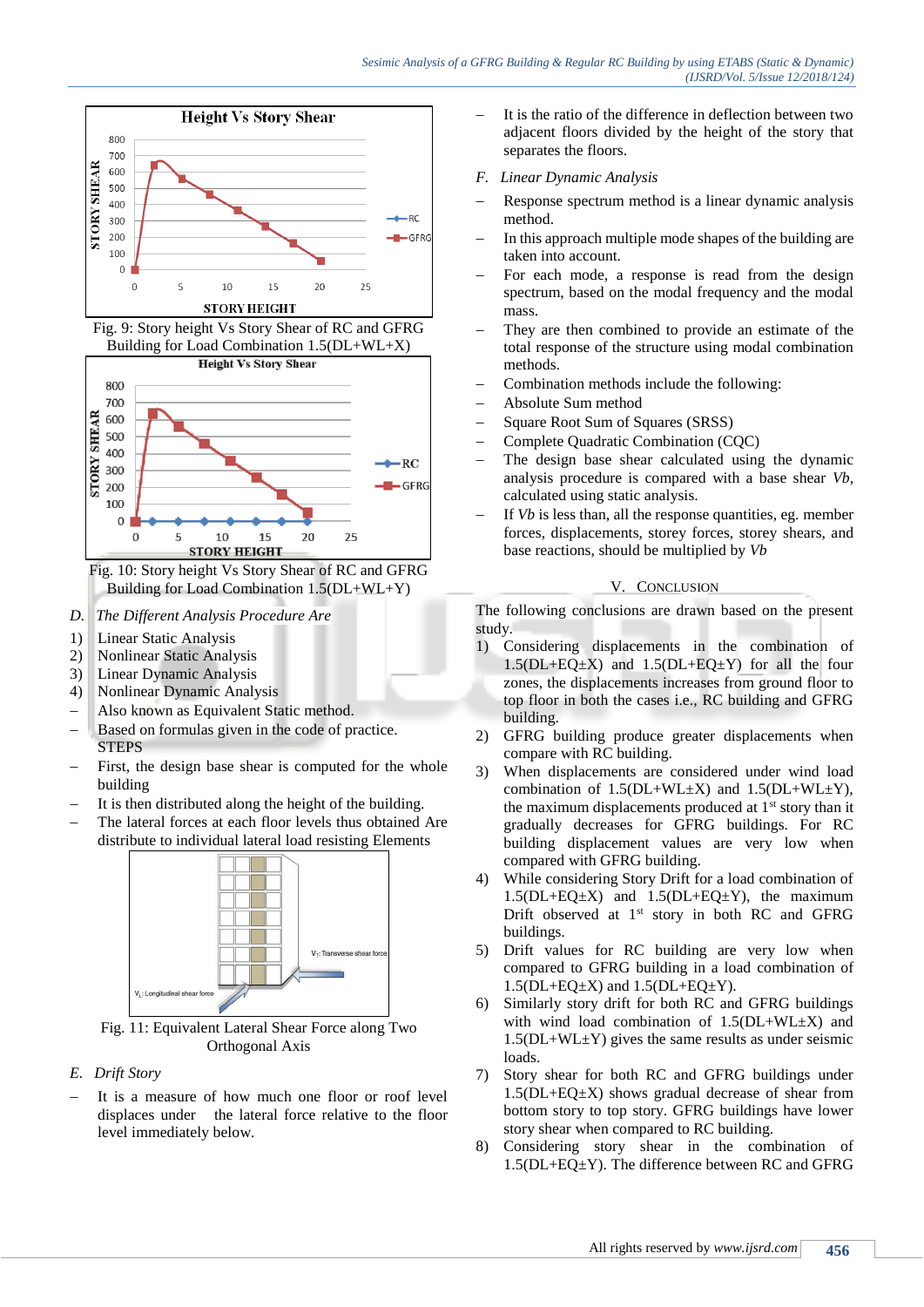Fig. 9: Story height Vs Story Shear of RC and GFRG Building for Load Combination 1.5(DL+WL+X)

Fig. 10: Story height Vs Story Shear of RC and GFRG Building for Load Combination 1.5(DL+WL+Y)

*D. The Different Analysis Procedure Are*

1) Linear Static Analysis
2) Nonlinear Static Analysis
3) Linear Dynamic Analysis
4) Nonlinear Dynamic Analysis

- Also known as Equivalent Static method.
- Based on formulas given in the code of practice.

STEPS

- First, the design base shear is computed for the whole building
- It is then distributed along the height of the building.
- The lateral forces at each floor levels thus obtained Are distribute to individual lateral load resisting Elements

Fig. 11: Equivalent Lateral Shear Force along Two Orthogonal Axis

*E. Drift Story*

- It is a measure of how much one floor or roof level displaces under the lateral force relative to the floor level immediately below.
- It is the ratio of the difference in deflection between two adjacent floors divided by the height of the story that separates the floors.

*F. Linear Dynamic Analysis*

- Response spectrum method is a linear dynamic analysis method.
- In this approach multiple mode shapes of the building are taken into account.
- For each mode, a response is read from the design spectrum, based on the modal frequency and the modal mass.
- They are then combined to provide an estimate of the total response of the structure using modal combination methods.
- Combination methods include the following:
- Absolute Sum method
- Square Root Sum of Squares (SRSS)
- Complete Quadratic Combination (CQC)
- The design base shear calculated using the dynamic analysis procedure is compared with a base shear *Vb*, calculated using static analysis.
- If *Vb* is less than, all the response quantities, eg. member forces, displacements, storey forces, storey shears, and base reactions, should be multiplied by *Vb*

## V. CONCLUSION

The following conclusions are drawn based on the present study.

1) Considering displacements in the combination of 1.5(DL+EQ±X) and 1.5(DL+EQ±Y) for all the four zones, the displacements increases from ground floor to top floor in both the cases i.e., RC building and GFRG building.
2) GFRG building produce greater displacements when compare with RC building.
3) When displacements are considered under wind load combination of 1.5(DL+WL±X) and 1.5(DL+WL±Y), the maximum displacements produced at 1st story than it gradually decreases for GFRG buildings. For RC building displacement values are very low when compared with GFRG building.
4) While considering Story Drift for a load combination of 1.5(DL+EQ±X) and 1.5(DL+EQ±Y), the maximum Drift observed at 1st story in both RC and GFRG buildings.
5) Drift values for RC building are very low when compared to GFRG building in a load combination of 1.5(DL+EQ±X) and 1.5(DL+EQ±Y).
6) Similarly story drift for both RC and GFRG buildings with wind load combination of 1.5(DL+WL±X) and 1.5(DL+WL±Y) gives the same results as under seismic loads.
7) Story shear for both RC and GFRG buildings under 1.5(DL+EQ±X) shows gradual decrease of shear from bottom story to top story. GFRG buildings have lower story shear when compared to RC building.
8) Considering story shear in the combination of 1.5(DL+EQ±Y). The difference between RC and GFRG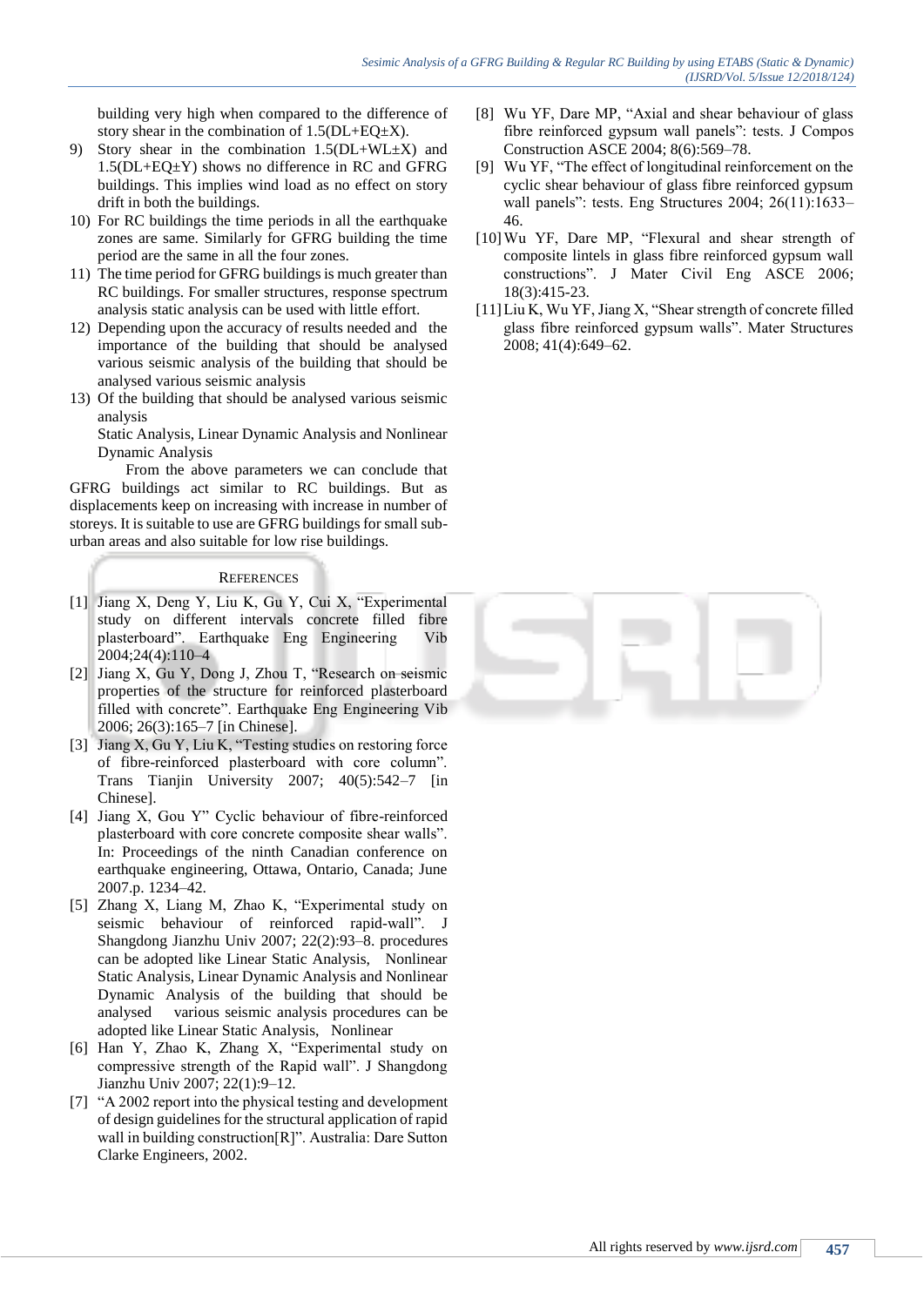building very high when compared to the difference of story shear in the combination of 1.5(DL+EQ±X).

9) Story shear in the combination 1.5(DL+WL±X) and 1.5(DL+EQ±Y) shows no difference in RC and GFRG buildings. This implies wind load as no effect on story drift in both the buildings.
10) For RC buildings the time periods in all the earthquake zones are same. Similarly for GFRG building the time period are the same in all the four zones.
11) The time period for GFRG buildings is much greater than RC buildings. For smaller structures, response spectrum analysis static analysis can be used with little effort.
12) Depending upon the accuracy of results needed and the importance of the building that should be analysed various seismic analysis of the building that should be analysed various seismic analysis
13) Of the building that should be analysed various seismic analysis
    Static Analysis, Linear Dynamic Analysis and Nonlinear Dynamic Analysis

From the above parameters we can conclude that GFRG buildings act similar to RC buildings. But as displacements keep on increasing with increase in number of storeys. It is suitable to use are GFRG buildings for small sub-urban areas and also suitable for low rise buildings.

## References

[1] Jiang X, Deng Y, Liu K, Gu Y, Cui X, "Experimental study on different intervals concrete filled fibre plasterboard". Earthquake Eng Engineering Vib 2004;24(4):110–4

[2] Jiang X, Gu Y, Dong J, Zhou T, "Research on seismic properties of the structure for reinforced plasterboard filled with concrete". Earthquake Eng Engineering Vib 2006; 26(3):165–7 [in Chinese].

[3] Jiang X, Gu Y, Liu K, "Testing studies on restoring force of fibre-reinforced plasterboard with core column". Trans Tianjin University 2007; 40(5):542–7 [in Chinese].

[4] Jiang X, Gou Y" Cyclic behaviour of fibre-reinforced plasterboard with core concrete composite shear walls". In: Proceedings of the ninth Canadian conference on earthquake engineering, Ottawa, Ontario, Canada; June 2007.p. 1234–42.

[5] Zhang X, Liang M, Zhao K, "Experimental study on seismic behaviour of reinforced rapid-wall". J Shangdong Jianzhu Univ 2007; 22(2):93–8. procedures can be adopted like Linear Static Analysis, Nonlinear Static Analysis, Linear Dynamic Analysis and Nonlinear Dynamic Analysis of the building that should be analysed various seismic analysis procedures can be adopted like Linear Static Analysis, Nonlinear

[6] Han Y, Zhao K, Zhang X, "Experimental study on compressive strength of the Rapid wall". J Shangdong Jianzhu Univ 2007; 22(1):9–12.

[7] "A 2002 report into the physical testing and development of design guidelines for the structural application of rapid wall in building construction[R]". Australia: Dare Sutton Clarke Engineers, 2002.

[8] Wu YF, Dare MP, "Axial and shear behaviour of glass fibre reinforced gypsum wall panels": tests. J Compos Construction ASCE 2004; 8(6):569–78.

[9] Wu YF, "The effect of longitudinal reinforcement on the cyclic shear behaviour of glass fibre reinforced gypsum wall panels": tests. Eng Structures 2004; 26(11):1633–46.

[10] Wu YF, Dare MP, "Flexural and shear strength of composite lintels in glass fibre reinforced gypsum wall constructions". J Mater Civil Eng ASCE 2006; 18(3):415-23.

[11] Liu K, Wu YF, Jiang X, "Shear strength of concrete filled glass fibre reinforced gypsum walls". Mater Structures 2008; 41(4):649–62.